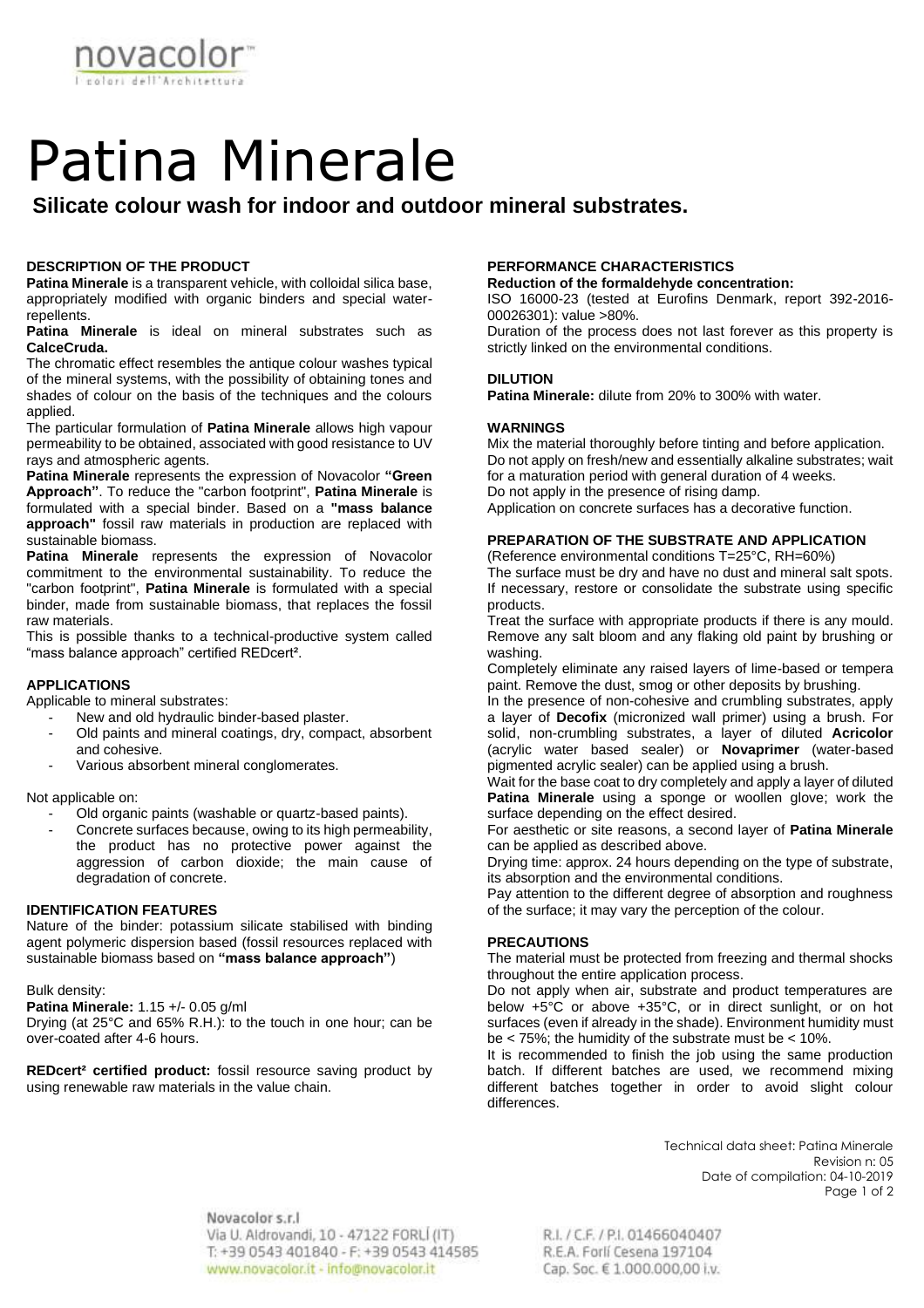novacolor™
I colori dell'Architettura

# Patina Minerale

**Silicate colour wash for indoor and outdoor mineral substrates.**

## DESCRIPTION OF THE PRODUCT

**Patina Minerale** is a transparent vehicle, with colloidal silica base, appropriately modified with organic binders and special water-repellents.

**Patina Minerale** is ideal on mineral substrates such as **CalceCruda.**

The chromatic effect resembles the antique colour washes typical of the mineral systems, with the possibility of obtaining tones and shades of colour on the basis of the techniques and the colours applied.

The particular formulation of **Patina Minerale** allows high vapour permeability to be obtained, associated with good resistance to UV rays and atmospheric agents.

**Patina Minerale** represents the expression of Novacolor **"Green Approach"**. To reduce the "carbon footprint", **Patina Minerale** is formulated with a special binder. Based on a **"mass balance approach"** fossil raw materials in production are replaced with sustainable biomass.

**Patina Minerale** represents the expression of Novacolor commitment to the environmental sustainability. To reduce the "carbon footprint", **Patina Minerale** is formulated with a special binder, made from sustainable biomass, that replaces the fossil raw materials.

This is possible thanks to a technical-productive system called "mass balance approach" certified REDcert².

## APPLICATIONS

Applicable to mineral substrates:

- New and old hydraulic binder-based plaster.
- Old paints and mineral coatings, dry, compact, absorbent and cohesive.
- Various absorbent mineral conglomerates.

Not applicable on:

- Old organic paints (washable or quartz-based paints).
- Concrete surfaces because, owing to its high permeability, the product has no protective power against the aggression of carbon dioxide; the main cause of degradation of concrete.

## IDENTIFICATION FEATURES

Nature of the binder: potassium silicate stabilised with binding agent polymeric dispersion based (fossil resources replaced with sustainable biomass based on **"mass balance approach"**)

Bulk density:

**Patina Minerale:** 1.15 +/- 0.05 g/ml

Drying (at 25°C and 65% R.H.): to the touch in one hour; can be over-coated after 4-6 hours.

**REDcert² certified product:** fossil resource saving product by using renewable raw materials in the value chain.

## PERFORMANCE CHARACTERISTICS

**Reduction of the formaldehyde concentration:**

ISO 16000-23 (tested at Eurofins Denmark, report 392-2016-00026301): value >80%.

Duration of the process does not last forever as this property is strictly linked on the environmental conditions.

## DILUTION

**Patina Minerale:** dilute from 20% to 300% with water.

## WARNINGS

Mix the material thoroughly before tinting and before application.

Do not apply on fresh/new and essentially alkaline substrates; wait for a maturation period with general duration of 4 weeks.

Do not apply in the presence of rising damp.

Application on concrete surfaces has a decorative function.

## PREPARATION OF THE SUBSTRATE AND APPLICATION

(Reference environmental conditions T=25°C, RH=60%)

The surface must be dry and have no dust and mineral salt spots. If necessary, restore or consolidate the substrate using specific products.

Treat the surface with appropriate products if there is any mould. Remove any salt bloom and any flaking old paint by brushing or washing.

Completely eliminate any raised layers of lime-based or tempera paint. Remove the dust, smog or other deposits by brushing.

In the presence of non-cohesive and crumbling substrates, apply a layer of **Decofix** (micronized wall primer) using a brush. For solid, non-crumbling substrates, a layer of diluted **Acricolor** (acrylic water based sealer) or **Novaprimer** (water-based pigmented acrylic sealer) can be applied using a brush.

Wait for the base coat to dry completely and apply a layer of diluted **Patina Minerale** using a sponge or woollen glove; work the surface depending on the effect desired.

For aesthetic or site reasons, a second layer of **Patina Minerale** can be applied as described above.

Drying time: approx. 24 hours depending on the type of substrate, its absorption and the environmental conditions.

Pay attention to the different degree of absorption and roughness of the surface; it may vary the perception of the colour.

## PRECAUTIONS

The material must be protected from freezing and thermal shocks throughout the entire application process.

Do not apply when air, substrate and product temperatures are below +5°C or above +35°C, or in direct sunlight, or on hot surfaces (even if already in the shade). Environment humidity must be < 75%; the humidity of the substrate must be < 10%.

It is recommended to finish the job using the same production batch. If different batches are used, we recommend mixing different batches together in order to avoid slight colour differences.

Technical data sheet: Patina Minerale
Revision n: 05
Date of compilation: 04-10-2019

Novacolor s.r.l
Via U. Aldrovandi, 10 - 47122 FORLÌ (IT)
T: +39 0543 401840 - F: +39 0543 414585
www.novacolor.it - info@novacolor.it

R.I. / C.F. / P.I. 01466040407
R.E.A. Forlì Cesena 197104
Cap. Soc. € 1.000.000,00 i.v.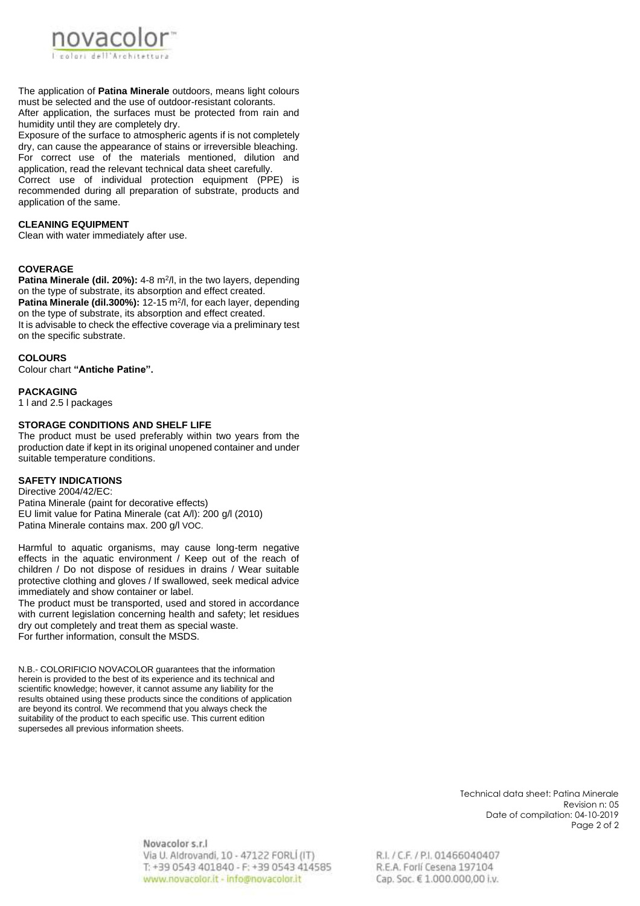The application of **Patina Minerale** outdoors, means light colours must be selected and the use of outdoor-resistant colorants.
After application, the surfaces must be protected from rain and humidity until they are completely dry.
Exposure of the surface to atmospheric agents if is not completely dry, can cause the appearance of stains or irreversible bleaching.
For correct use of the materials mentioned, dilution and application, read the relevant technical data sheet carefully.
Correct use of individual protection equipment (PPE) is recommended during all preparation of substrate, products and application of the same.

## CLEANING EQUIPMENT

Clean with water immediately after use.

## COVERAGE

**Patina Minerale (dil. 20%):** 4-8 $m^2$/l, in the two layers, depending on the type of substrate, its absorption and effect created.
**Patina Minerale (dil.300%):** 12-15 $m^2$/l, for each layer, depending on the type of substrate, its absorption and effect created.
It is advisable to check the effective coverage via a preliminary test on the specific substrate.

## COLOURS

Colour chart **"Antiche Patine".**

## PACKAGING

1 l and 2.5 l packages

## STORAGE CONDITIONS AND SHELF LIFE

The product must be used preferably within two years from the production date if kept in its original unopened container and under suitable temperature conditions.

## SAFETY INDICATIONS

Directive 2004/42/EC:
Patina Minerale (paint for decorative effects)
EU limit value for Patina Minerale (cat A/l): 200 g/l (2010)
Patina Minerale contains max. 200 g/l VOC.

Harmful to aquatic organisms, may cause long-term negative effects in the aquatic environment / Keep out of the reach of children / Do not dispose of residues in drains / Wear suitable protective clothing and gloves / If swallowed, seek medical advice immediately and show container or label.
The product must be transported, used and stored in accordance with current legislation concerning health and safety; let residues dry out completely and treat them as special waste.
For further information, consult the MSDS.

N.B.- COLORIFICIO NOVACOLOR guarantees that the information herein is provided to the best of its experience and its technical and scientific knowledge; however, it cannot assume any liability for the results obtained using these products since the conditions of application are beyond its control. We recommend that you always check the suitability of the product to each specific use. This current edition supersedes all previous information sheets.

Technical data sheet: Patina Minerale
Revision n: 05
Date of compilation: 04-10-2019

Novacolor s.r.l
Via U. Aldrovandi, 10 - 47122 FORLÍ (IT)
T: +39 0543 401840 - F: +39 0543 414585
www.novacolor.it - info@novacolor.it

R.I. / C.F. / P.I. 01466040407
R.E.A. Forlí Cesena 197104
Cap. Soc. € 1.000.000,00 i.v.